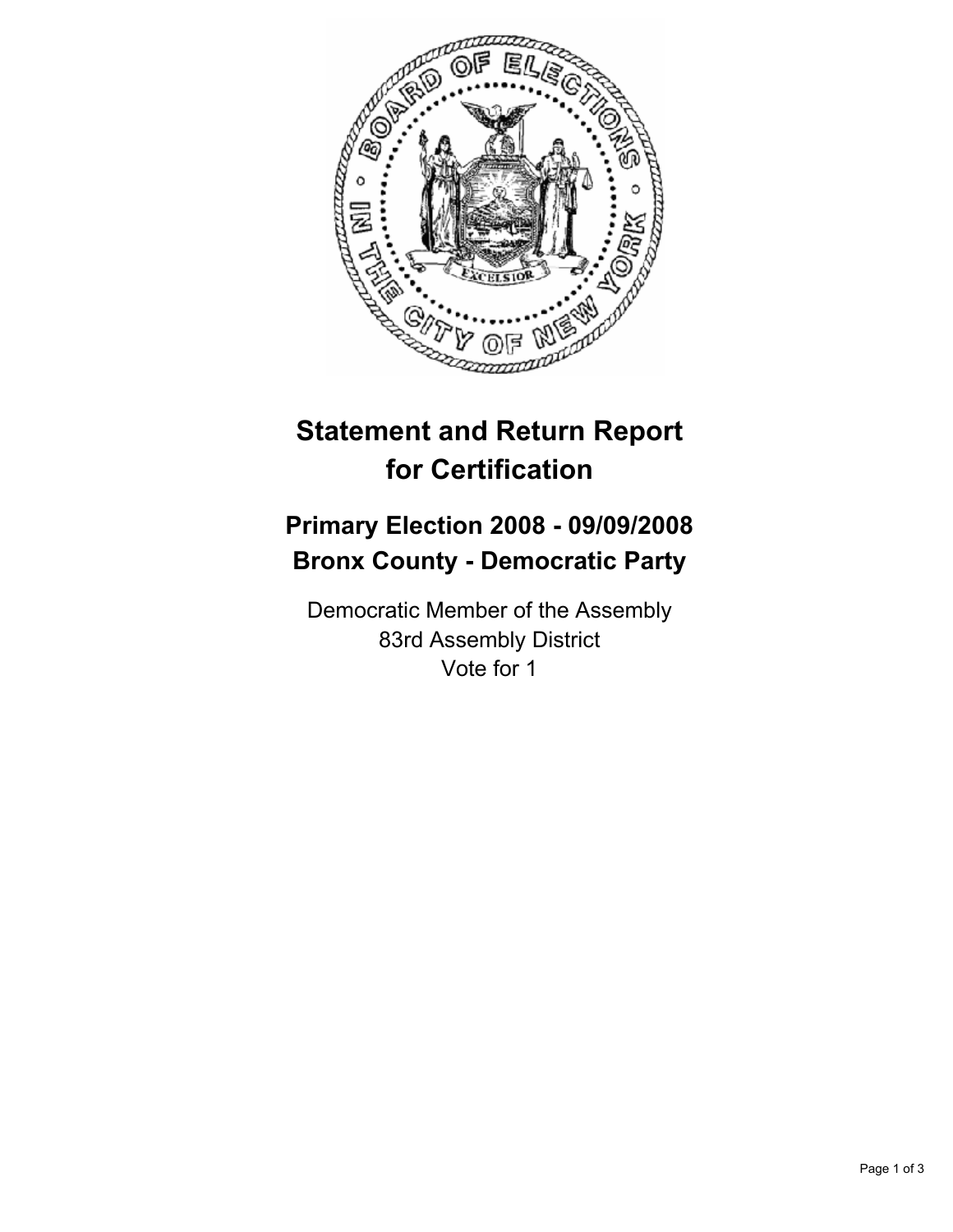# Statement and Return Report for Certification

## Primary Election 2008 - 09/09/2008
## Bronx County - Democratic Party

Democratic Member of the Assembly
83rd Assembly District
Vote for 1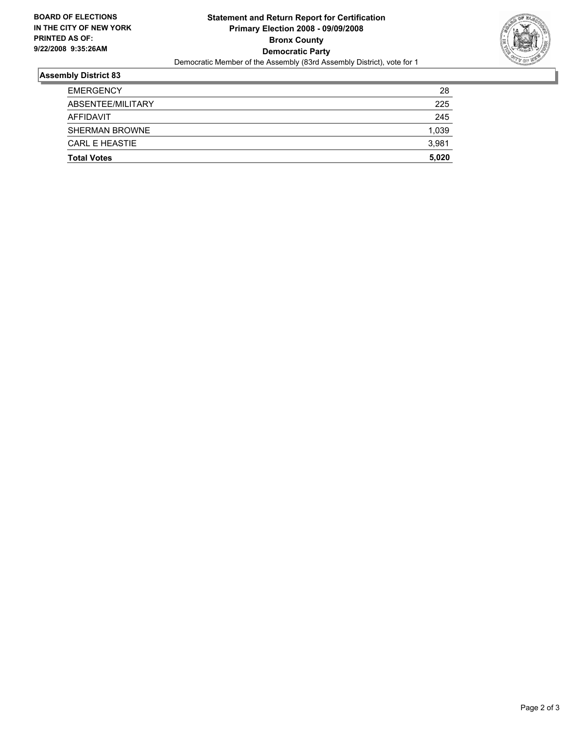**BOARD OF ELECTIONS IN THE CITY OF NEW YORK PRINTED AS OF: 9/22/2008 9:35:26AM**

# Statement and Return Report for Certification
## Primary Election 2008 - 09/09/2008
## Bronx County
## Democratic Party

Democratic Member of the Assembly (83rd Assembly District), vote for 1

### Assembly District 83

| | |
|---|---|
| EMERGENCY | 28 |
| ABSENTEE/MILITARY | 225 |
| AFFIDAVIT | 245 |
| SHERMAN BROWNE | 1,039 |
| CARL E HEASTIE | 3,981 |
| **Total Votes** | **5,020** |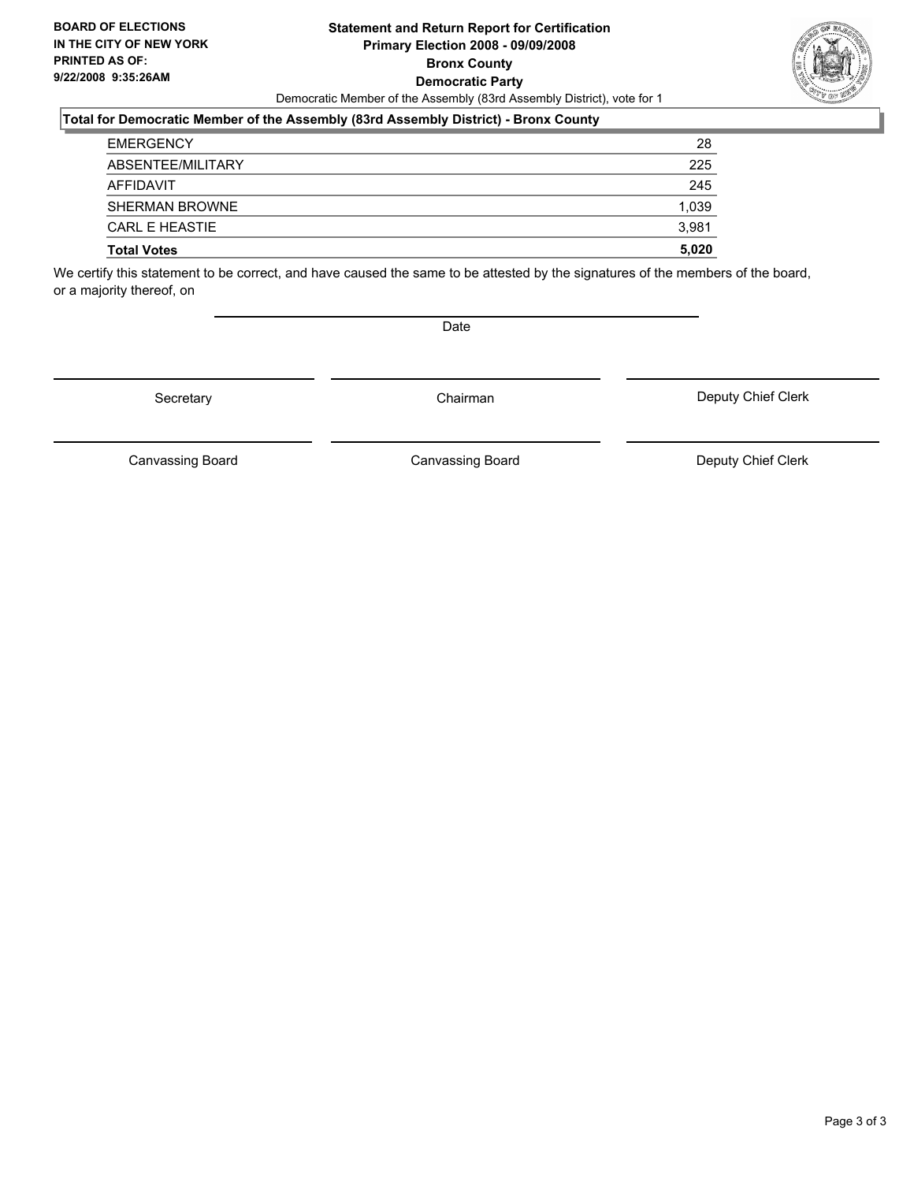**BOARD OF ELECTIONS IN THE CITY OF NEW YORK PRINTED AS OF: 9/22/2008 9:35:26AM**

**Statement and Return Report for Certification Primary Election 2008 - 09/09/2008 Bronx County Democratic Party**

Democratic Member of the Assembly (83rd Assembly District), vote for 1

**Total for Democratic Member of the Assembly (83rd Assembly District) - Bronx County**

| | |
|---|---|
| EMERGENCY | 28 |
| ABSENTEE/MILITARY | 225 |
| AFFIDAVIT | 245 |
| SHERMAN BROWNE | 1,039 |
| CARL E HEASTIE | 3,981 |
| **Total Votes** | **5,020** |

We certify this statement to be correct, and have caused the same to be attested by the signatures of the members of the board, or a majority thereof, on

Date

| | | |
|---|---|---|
| Secretary | Chairman | Deputy Chief Clerk |
| Canvassing Board | Canvassing Board | Deputy Chief Clerk |